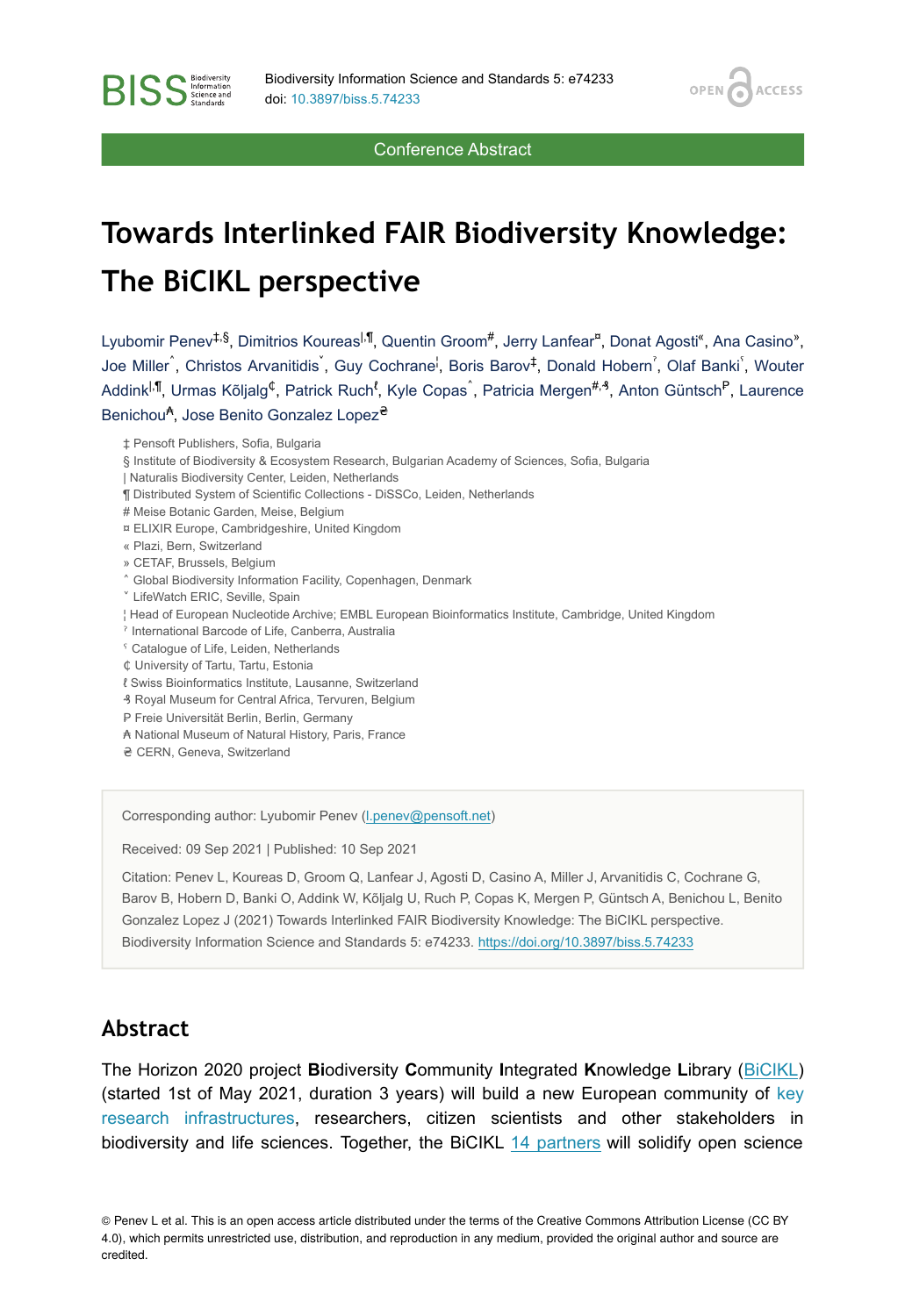Conference Abstract

# Towards Interlinked FAIR Biodiversity Knowledge: The BiCIKL perspective

Lyubomir Penev[‡,§], Dimitrios Koureas[|,¶], Quentin Groom[#], Jerry Lanfear[¤], Donat Agosti[«], Ana Casino[»], Joe Miller[˄], Christos Arvanitidis[˅], Guy Cochrane[¦], Boris Barov[‡], Donald Hobern[ˀ], Olaf Banki[ˁ], Wouter Addink[|,¶], Urmas Kõljalg[₵], Patrick Ruch[ℓ], Kyle Copas[˄], Patricia Mergen[#,₰], Anton Güntsch[P], Laurence Benichou[₳], Jose Benito Gonzalez Lopez[₴]

‡ Pensoft Publishers, Sofia, Bulgaria
§ Institute of Biodiversity & Ecosystem Research, Bulgarian Academy of Sciences, Sofia, Bulgaria
| Naturalis Biodiversity Center, Leiden, Netherlands
¶ Distributed System of Scientific Collections - DiSSCo, Leiden, Netherlands
# Meise Botanic Garden, Meise, Belgium
¤ ELIXIR Europe, Cambridgeshire, United Kingdom
« Plazi, Bern, Switzerland
» CETAF, Brussels, Belgium
˄ Global Biodiversity Information Facility, Copenhagen, Denmark
˅ LifeWatch ERIC, Seville, Spain
¦ Head of European Nucleotide Archive; EMBL European Bioinformatics Institute, Cambridge, United Kingdom
ˀ International Barcode of Life, Canberra, Australia
ˁ Catalogue of Life, Leiden, Netherlands
₵ University of Tartu, Tartu, Estonia
ℓ Swiss Bioinformatics Institute, Lausanne, Switzerland
₰ Royal Museum for Central Africa, Tervuren, Belgium
P Freie Universität Berlin, Berlin, Germany
₳ National Museum of Natural History, Paris, France
₴ CERN, Geneva, Switzerland

Corresponding author: Lyubomir Penev (l.penev@pensoft.net)

Received: 09 Sep 2021 | Published: 10 Sep 2021

Citation: Penev L, Koureas D, Groom Q, Lanfear J, Agosti D, Casino A, Miller J, Arvanitidis C, Cochrane G, Barov B, Hobern D, Banki O, Addink W, Kõljalg U, Ruch P, Copas K, Mergen P, Güntsch A, Benichou L, Benito Gonzalez Lopez J (2021) Towards Interlinked FAIR Biodiversity Knowledge: The BiCIKL perspective. Biodiversity Information Science and Standards 5: e74233. https://doi.org/10.3897/biss.5.74233

## Abstract

The Horizon 2020 project **Bi**odiversity **C**ommunity **I**ntegrated **K**nowledge **L**ibrary (BiCIKL) (started 1st of May 2021, duration 3 years) will build a new European community of key research infrastructures, researchers, citizen scientists and other stakeholders in biodiversity and life sciences. Together, the BiCIKL 14 partners will solidify open science

© Penev L et al. This is an open access article distributed under the terms of the Creative Commons Attribution License (CC BY 4.0), which permits unrestricted use, distribution, and reproduction in any medium, provided the original author and source are credited.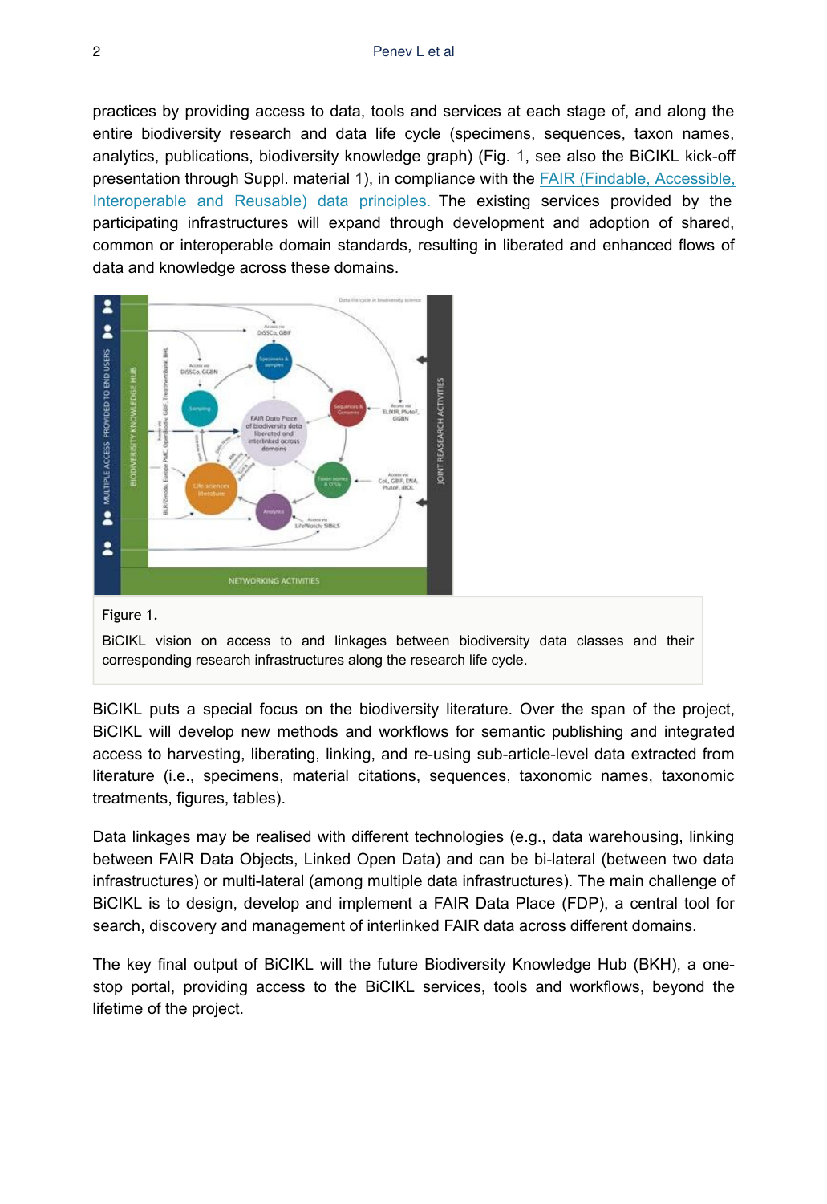practices by providing access to data, tools and services at each stage of, and along the entire biodiversity research and data life cycle (specimens, sequences, taxon names, analytics, publications, biodiversity knowledge graph) (Fig. 1, see also the BiCIKL kick-off presentation through Suppl. material 1), in compliance with the FAIR (Findable, Accessible, Interoperable and Reusable) data principles. The existing services provided by the participating infrastructures will expand through development and adoption of shared, common or interoperable domain standards, resulting in liberated and enhanced flows of data and knowledge across these domains.

Figure 1.

BiCIKL vision on access to and linkages between biodiversity data classes and their corresponding research infrastructures along the research life cycle.

BiCIKL puts a special focus on the biodiversity literature. Over the span of the project, BiCIKL will develop new methods and workflows for semantic publishing and integrated access to harvesting, liberating, linking, and re-using sub-article-level data extracted from literature (i.e., specimens, material citations, sequences, taxonomic names, taxonomic treatments, figures, tables).

Data linkages may be realised with different technologies (e.g., data warehousing, linking between FAIR Data Objects, Linked Open Data) and can be bi-lateral (between two data infrastructures) or multi-lateral (among multiple data infrastructures). The main challenge of BiCIKL is to design, develop and implement a FAIR Data Place (FDP), a central tool for search, discovery and management of interlinked FAIR data across different domains.

The key final output of BiCIKL will the future Biodiversity Knowledge Hub (BKH), a one-stop portal, providing access to the BiCIKL services, tools and workflows, beyond the lifetime of the project.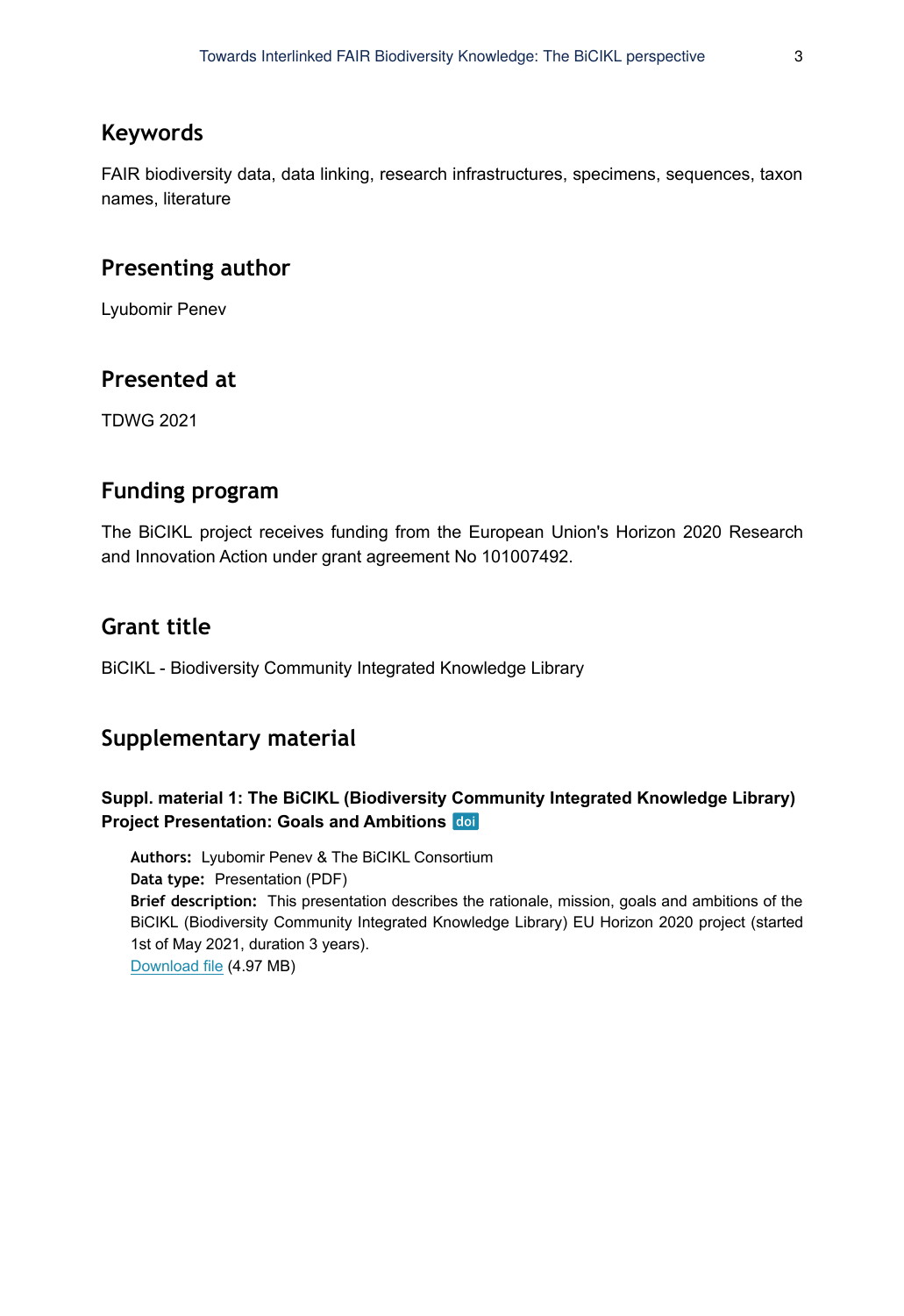## Keywords

FAIR biodiversity data, data linking, research infrastructures, specimens, sequences, taxon names, literature

## Presenting author

Lyubomir Penev

## Presented at

TDWG 2021

## Funding program

The BiCIKL project receives funding from the European Union's Horizon 2020 Research and Innovation Action under grant agreement No 101007492.

## Grant title

BiCIKL - Biodiversity Community Integrated Knowledge Library

## Supplementary material

### Suppl. material 1: The BiCIKL (Biodiversity Community Integrated Knowledge Library) Project Presentation: Goals and Ambitions doi

**Authors:** Lyubomir Penev & The BiCIKL Consortium
**Data type:** Presentation (PDF)
**Brief description:** This presentation describes the rationale, mission, goals and ambitions of the BiCIKL (Biodiversity Community Integrated Knowledge Library) EU Horizon 2020 project (started 1st of May 2021, duration 3 years).
Download file (4.97 MB)